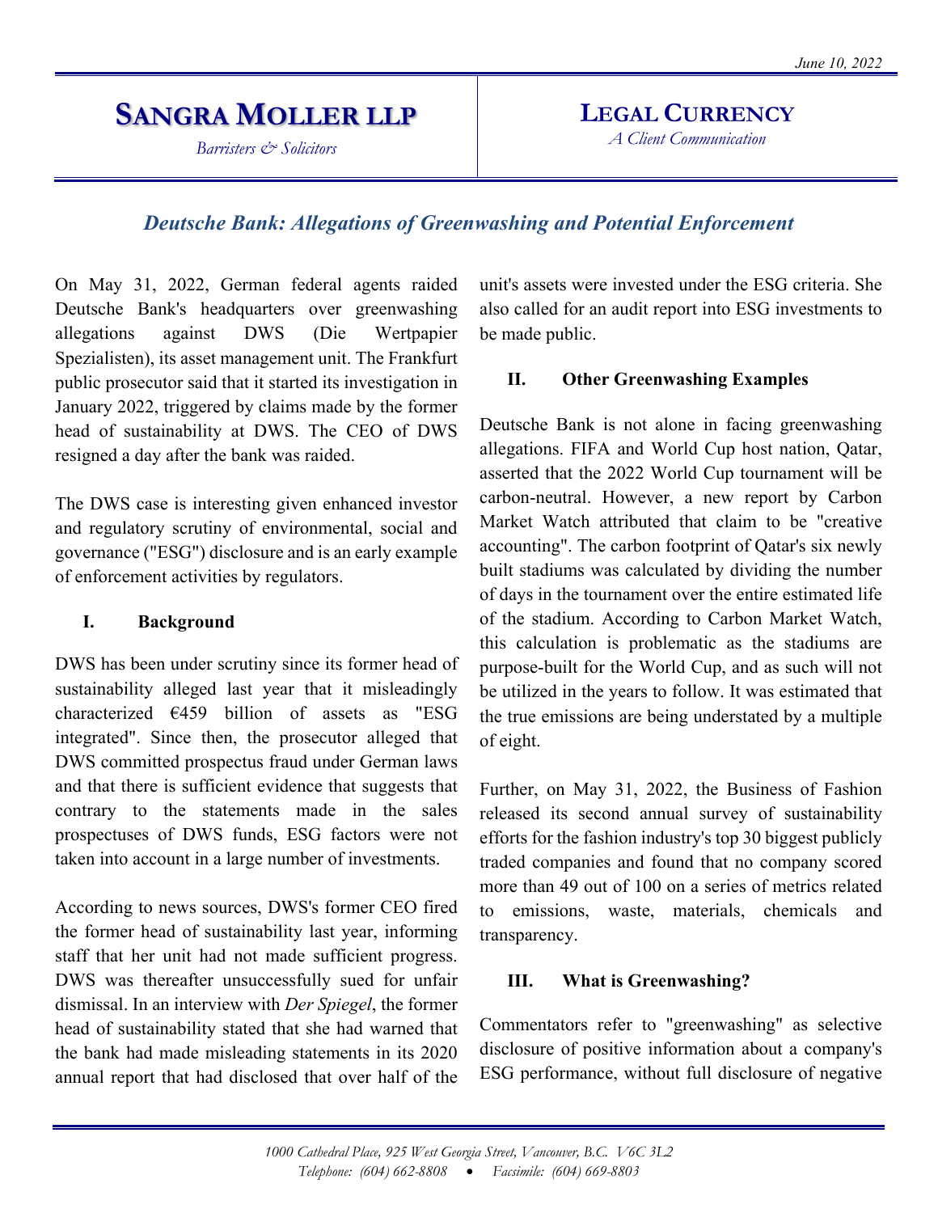June 10, 2022

# SANGRA MOLLER LLP

*Barristers & Solicitors*

# LEGAL CURRENCY

*A Client Communication*

## *Deutsche Bank: Allegations of Greenwashing and Potential Enforcement*

On May 31, 2022, German federal agents raided Deutsche Bank's headquarters over greenwashing allegations against DWS (Die Wertpapier Spezialisten), its asset management unit. The Frankfurt public prosecutor said that it started its investigation in January 2022, triggered by claims made by the former head of sustainability at DWS. The CEO of DWS resigned a day after the bank was raided.

The DWS case is interesting given enhanced investor and regulatory scrutiny of environmental, social and governance ("ESG") disclosure and is an early example of enforcement activities by regulators.

### I. Background

DWS has been under scrutiny since its former head of sustainability alleged last year that it misleadingly characterized €459 billion of assets as "ESG integrated". Since then, the prosecutor alleged that DWS committed prospectus fraud under German laws and that there is sufficient evidence that suggests that contrary to the statements made in the sales prospectuses of DWS funds, ESG factors were not taken into account in a large number of investments.

According to news sources, DWS's former CEO fired the former head of sustainability last year, informing staff that her unit had not made sufficient progress. DWS was thereafter unsuccessfully sued for unfair dismissal. In an interview with *Der Spiegel*, the former head of sustainability stated that she had warned that the bank had made misleading statements in its 2020 annual report that had disclosed that over half of the unit's assets were invested under the ESG criteria. She also called for an audit report into ESG investments to be made public.

### II. Other Greenwashing Examples

Deutsche Bank is not alone in facing greenwashing allegations. FIFA and World Cup host nation, Qatar, asserted that the 2022 World Cup tournament will be carbon-neutral. However, a new report by Carbon Market Watch attributed that claim to be "creative accounting". The carbon footprint of Qatar's six newly built stadiums was calculated by dividing the number of days in the tournament over the entire estimated life of the stadium. According to Carbon Market Watch, this calculation is problematic as the stadiums are purpose-built for the World Cup, and as such will not be utilized in the years to follow. It was estimated that the true emissions are being understated by a multiple of eight.

Further, on May 31, 2022, the Business of Fashion released its second annual survey of sustainability efforts for the fashion industry's top 30 biggest publicly traded companies and found that no company scored more than 49 out of 100 on a series of metrics related to emissions, waste, materials, chemicals and transparency.

### III. What is Greenwashing?

Commentators refer to "greenwashing" as selective disclosure of positive information about a company's ESG performance, without full disclosure of negative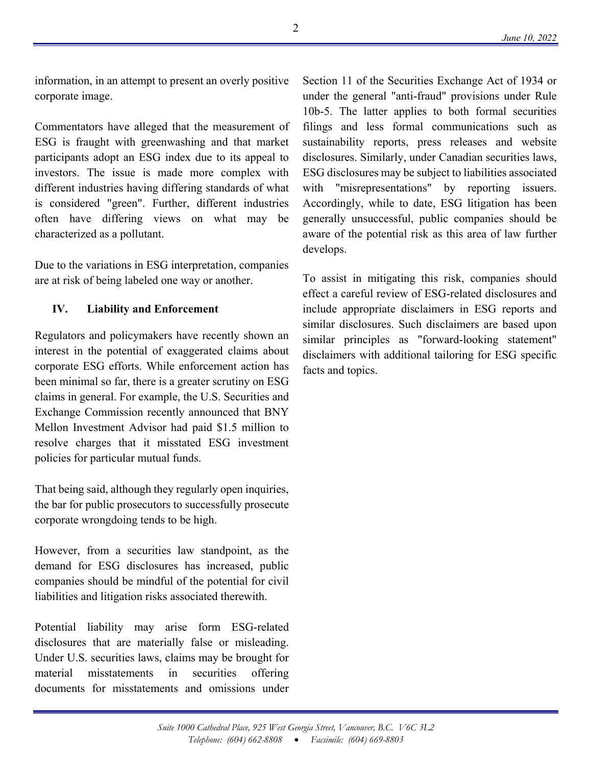information, in an attempt to present an overly positive corporate image.

Commentators have alleged that the measurement of ESG is fraught with greenwashing and that market participants adopt an ESG index due to its appeal to investors. The issue is made more complex with different industries having differing standards of what is considered "green". Further, different industries often have differing views on what may be characterized as a pollutant.

Due to the variations in ESG interpretation, companies are at risk of being labeled one way or another.

## IV. Liability and Enforcement

Regulators and policymakers have recently shown an interest in the potential of exaggerated claims about corporate ESG efforts. While enforcement action has been minimal so far, there is a greater scrutiny on ESG claims in general. For example, the U.S. Securities and Exchange Commission recently announced that BNY Mellon Investment Advisor had paid $1.5 million to resolve charges that it misstated ESG investment policies for particular mutual funds.

That being said, although they regularly open inquiries, the bar for public prosecutors to successfully prosecute corporate wrongdoing tends to be high.

However, from a securities law standpoint, as the demand for ESG disclosures has increased, public companies should be mindful of the potential for civil liabilities and litigation risks associated therewith.

Potential liability may arise form ESG-related disclosures that are materially false or misleading. Under U.S. securities laws, claims may be brought for material misstatements in securities offering documents for misstatements and omissions under Section 11 of the Securities Exchange Act of 1934 or under the general "anti-fraud" provisions under Rule 10b-5. The latter applies to both formal securities filings and less formal communications such as sustainability reports, press releases and website disclosures. Similarly, under Canadian securities laws, ESG disclosures may be subject to liabilities associated with "misrepresentations" by reporting issuers. Accordingly, while to date, ESG litigation has been generally unsuccessful, public companies should be aware of the potential risk as this area of law further develops.

To assist in mitigating this risk, companies should effect a careful review of ESG-related disclosures and include appropriate disclaimers in ESG reports and similar disclosures. Such disclaimers are based upon similar principles as "forward-looking statement" disclaimers with additional tailoring for ESG specific facts and topics.